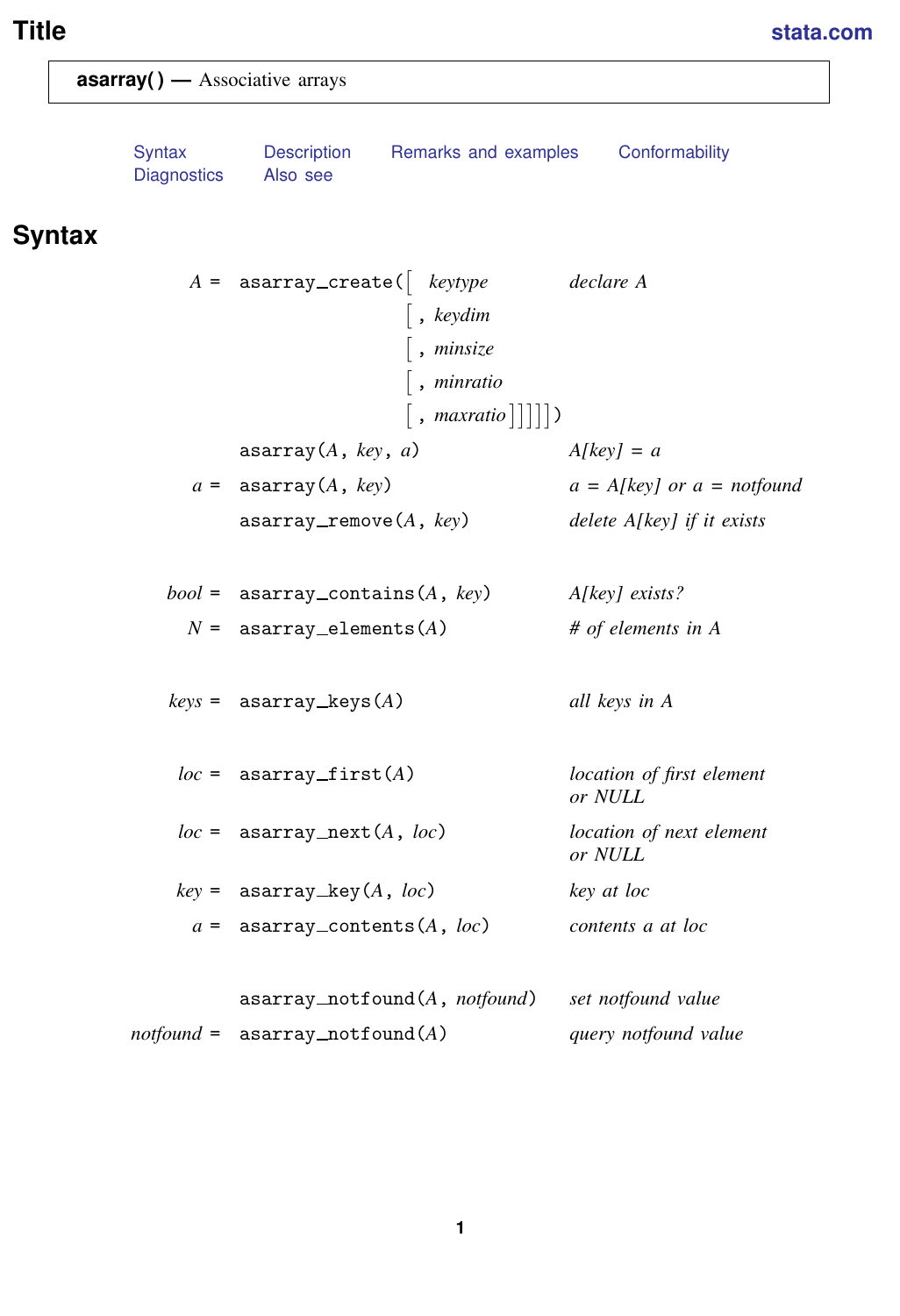# Title

**asarray()** — Associative arrays

Syntax | Description | Remarks and examples | Conformability | Diagnostics | Also see

## Syntax

```
A =         asarray_create([ keytype           declare A
                           [, keydim
                           [, minsize
                           [, minratio
                           [, maxratio]]]]])

            asarray(A, key, a)                A[key] = a

a =         asarray(A, key)                   a = A[key] or a = notfound

            asarray_remove(A, key)            delete A[key] if it exists


bool =      asarray_contains(A, key)          A[key] exists?

N =         asarray_elements(A)               # of elements in A


keys =      asarray_keys(A)                   all keys in A


loc =       asarray_first(A)                  location of first element
                                              or NULL

loc =       asarray_next(A, loc)              location of next element
                                              or NULL

key =       asarray_key(A, loc)               key at loc

a =         asarray_contents(A, loc)          contents a at loc


            asarray_notfound(A, notfound)     set notfound value

notfound =  asarray_notfound(A)               query notfound value
```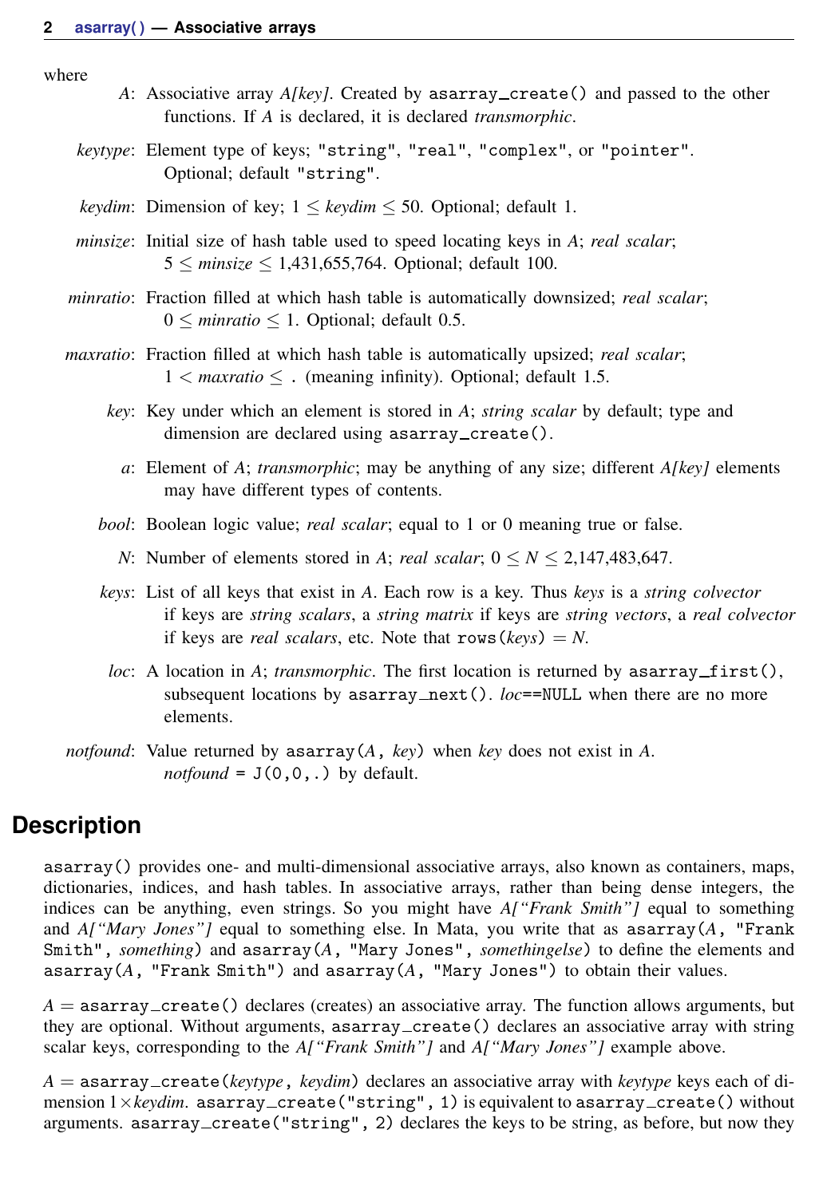where

*A*: Associative array *A[key]*. Created by `asarray_create()` and passed to the other functions. If *A* is declared, it is declared *transmorphic*.

*keytype*: Element type of keys; `"string"`, `"real"`, `"complex"`, or `"pointer"`. Optional; default `"string"`.

*keydim*: Dimension of key; $1 \le keydim \le 50$. Optional; default 1.

*minsize*: Initial size of hash table used to speed locating keys in *A*; *real scalar*; $5 \le minsize \le$ 1,431,655,764. Optional; default 100.

*minratio*: Fraction filled at which hash table is automatically downsized; *real scalar*; $0 \le minratio \le 1$. Optional; default 0.5.

*maxratio*: Fraction filled at which hash table is automatically upsized; *real scalar*; $1 < maxratio \le$ . (meaning infinity). Optional; default 1.5.

*key*: Key under which an element is stored in *A*; *string scalar* by default; type and dimension are declared using `asarray_create()`.

*a*: Element of *A*; *transmorphic*; may be anything of any size; different *A[key]* elements may have different types of contents.

*bool*: Boolean logic value; *real scalar*; equal to 1 or 0 meaning true or false.

*N*: Number of elements stored in *A*; *real scalar*; $0 \le N \le$ 2,147,483,647.

*keys*: List of all keys that exist in *A*. Each row is a key. Thus *keys* is a *string colvector* if keys are *string scalars*, a *string matrix* if keys are *string vectors*, a *real colvector* if keys are *real scalars*, etc. Note that `rows(`*keys*`)` = *N*.

*loc*: A location in *A*; *transmorphic*. The first location is returned by `asarray_first()`, subsequent locations by `asarray_next()`. *loc*`==NULL` when there are no more elements.

*notfound*: Value returned by `asarray(`*A*`,` *key*`)` when *key* does not exist in *A*. *notfound* = `J(0,0,.)` by default.

## Description

`asarray()` provides one- and multi-dimensional associative arrays, also known as containers, maps, dictionaries, indices, and hash tables. In associative arrays, rather than being dense integers, the indices can be anything, even strings. So you might have *A["Frank Smith"]* equal to something and *A["Mary Jones"]* equal to something else. In Mata, you write that as `asarray(`*A*`, "Frank Smith",` *something*`)` and `asarray(`*A*`, "Mary Jones",` *somethingelse*`)` to define the elements and `asarray(`*A*`, "Frank Smith")` and `asarray(`*A*`, "Mary Jones")` to obtain their values.

*A* = `asarray_create()` declares (creates) an associative array. The function allows arguments, but they are optional. Without arguments, `asarray_create()` declares an associative array with string scalar keys, corresponding to the *A["Frank Smith"]* and *A["Mary Jones"]* example above.

*A* = `asarray_create(`*keytype*`,` *keydim*`)` declares an associative array with *keytype* keys each of dimension $1 \times keydim$. `asarray_create("string", 1)` is equivalent to `asarray_create()` without arguments. `asarray_create("string", 2)` declares the keys to be string, as before, but now they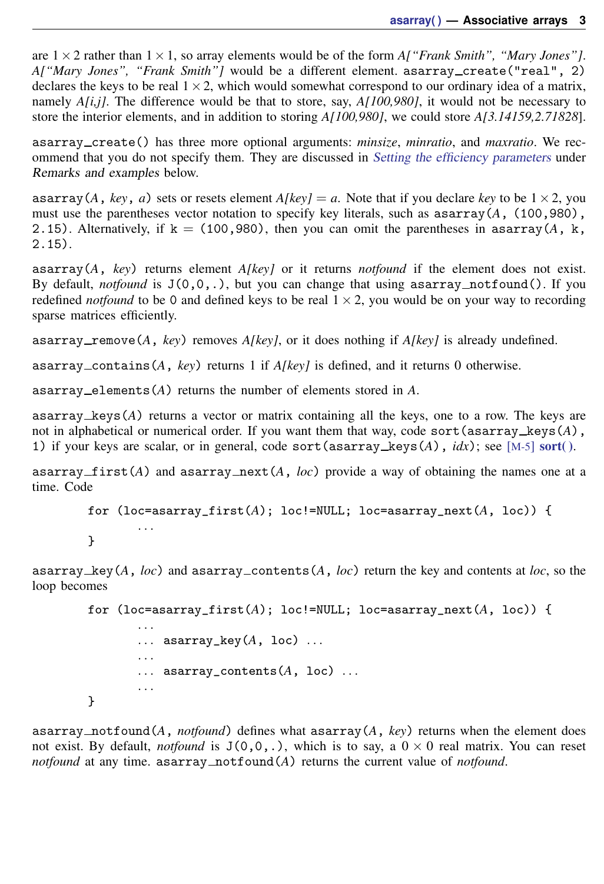are $1 \times 2$ rather than $1 \times 1$, so array elements would be of the form *A["Frank Smith", "Mary Jones"]*. *A["Mary Jones", "Frank Smith"]* would be a different element. `asarray_create("real", 2)` declares the keys to be real $1 \times 2$, which would somewhat correspond to our ordinary idea of a matrix, namely *A[i,j]*. The difference would be that to store, say, *A[100,980]*, it would not be necessary to store the interior elements, and in addition to storing *A[100,980]*, we could store *A[3.14159,2.71828]*.

`asarray_create()` has three more optional arguments: *minsize*, *minratio*, and *maxratio*. We recommend that you do not specify them. They are discussed in *Setting the efficiency parameters* under *Remarks and examples* below.

`asarray(`*A*`,` *key*`,` *a*`)` sets or resets element *A[key]* = *a*. Note that if you declare *key* to be $1 \times 2$, you must use the parentheses vector notation to specify key literals, such as `asarray(`*A*`, (100,980), 2.15)`. Alternatively, if `k` = `(100,980)`, then you can omit the parentheses in `asarray(`*A*`, k, 2.15)`.

`asarray(`*A*`,` *key*`)` returns element *A[key]* or it returns *notfound* if the element does not exist. By default, *notfound* is `J(0,0,.)`, but you can change that using `asarray_notfound()`. If you redefined *notfound* to be `0` and defined keys to be real $1 \times 2$, you would be on your way to recording sparse matrices efficiently.

`asarray_remove(`*A*`,` *key*`)` removes *A[key]*, or it does nothing if *A[key]* is already undefined.

`asarray_contains(`*A*`,` *key*`)` returns 1 if *A[key]* is defined, and it returns 0 otherwise.

`asarray_elements(`*A*`)` returns the number of elements stored in *A*.

`asarray_keys(`*A*`)` returns a vector or matrix containing all the keys, one to a row. The keys are not in alphabetical or numerical order. If you want them that way, code `sort(asarray_keys(`*A*`), 1)` if your keys are scalar, or in general, code `sort(asarray_keys(`*A*`),` *idx*`)`; see [M-5] **sort()**.

`asarray_first(`*A*`)` and `asarray_next(`*A*`,` *loc*`)` provide a way of obtaining the names one at a time. Code

```
for (loc=asarray_first(A); loc!=NULL; loc=asarray_next(A, loc)) {
        ...
}
```

`asarray_key(`*A*`,` *loc*`)` and `asarray_contents(`*A*`,` *loc*`)` return the key and contents at *loc*, so the loop becomes

```
for (loc=asarray_first(A); loc!=NULL; loc=asarray_next(A, loc)) {
        ...
        ... asarray_key(A, loc) ...
        ...
        ... asarray_contents(A, loc) ...
        ...
}
```

`asarray_notfound(`*A*`,` *notfound*`)` defines what `asarray(`*A*`,` *key*`)` returns when the element does not exist. By default, *notfound* is `J(0,0,.)`, which is to say, a $0 \times 0$ real matrix. You can reset *notfound* at any time. `asarray_notfound(`*A*`)` returns the current value of *notfound*.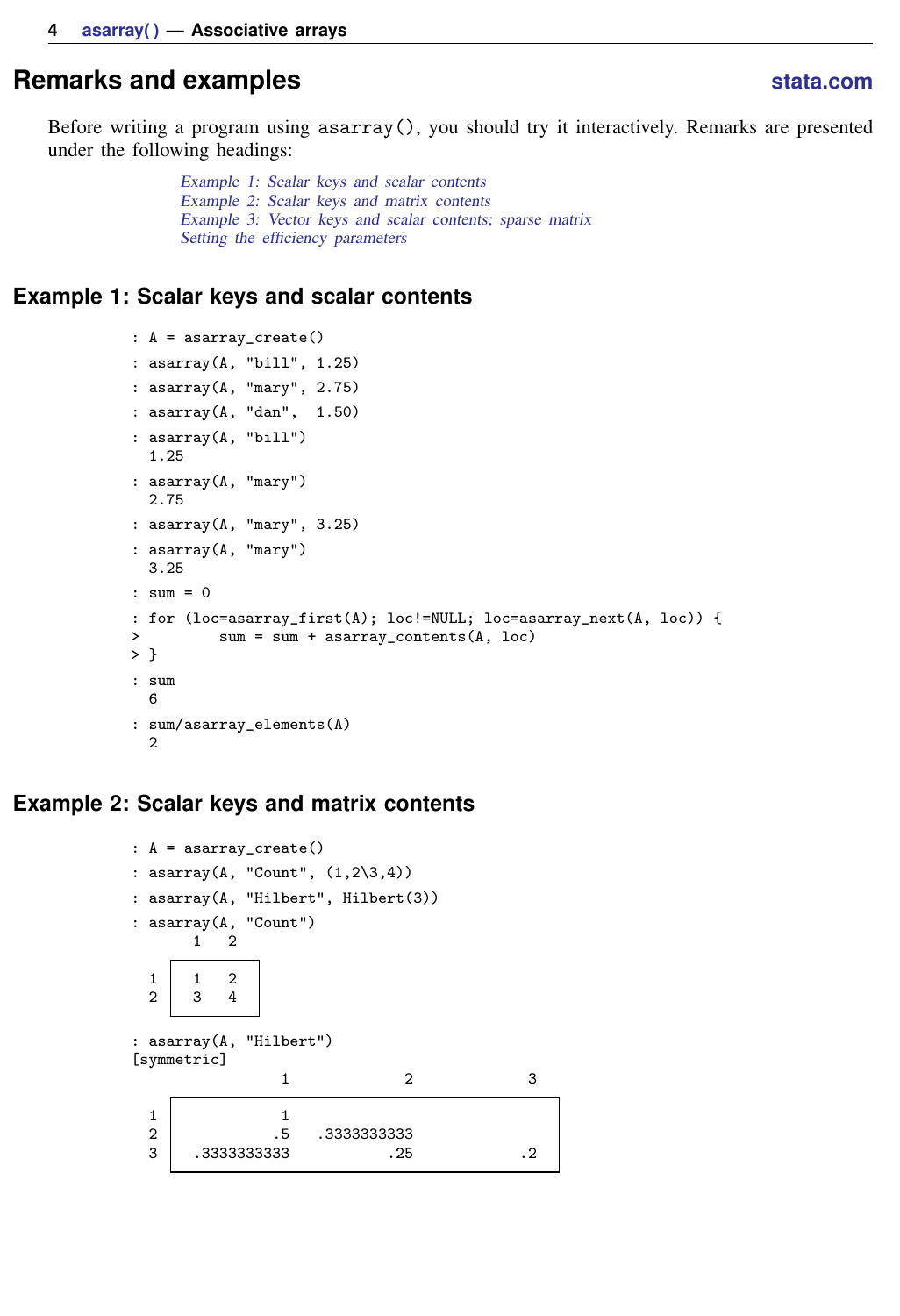## Remarks and examples

Before writing a program using asarray(), you should try it interactively. Remarks are presented under the following headings:

*Example 1: Scalar keys and scalar contents*
*Example 2: Scalar keys and matrix contents*
*Example 3: Vector keys and scalar contents; sparse matrix*
*Setting the efficiency parameters*

### Example 1: Scalar keys and scalar contents

```
: A = asarray_create()
: asarray(A, "bill", 1.25)
: asarray(A, "mary", 2.75)
: asarray(A, "dan",  1.50)
: asarray(A, "bill")
  1.25
: asarray(A, "mary")
  2.75
: asarray(A, "mary", 3.25)
: asarray(A, "mary")
  3.25
: sum = 0
: for (loc=asarray_first(A); loc!=NULL; loc=asarray_next(A, loc)) {
>         sum = sum + asarray_contents(A, loc)
> }
: sum
  6
: sum/asarray_elements(A)
  2
```

### Example 2: Scalar keys and matrix contents

```
: A = asarray_create()
: asarray(A, "Count", (1,2\3,4))
: asarray(A, "Hilbert", Hilbert(3))
: asarray(A, "Count")
       1   2
    +---------+
  1 |  1   2  |
  2 |  3   4  |
    +---------+

: asarray(A, "Hilbert")
[symmetric]
                 1             2             3
    +-------------------------------------------+
  1 |            1                              |
  2 |           .5   .3333333333                |
  3 |  .3333333333           .25            .2  |
    +-------------------------------------------+
```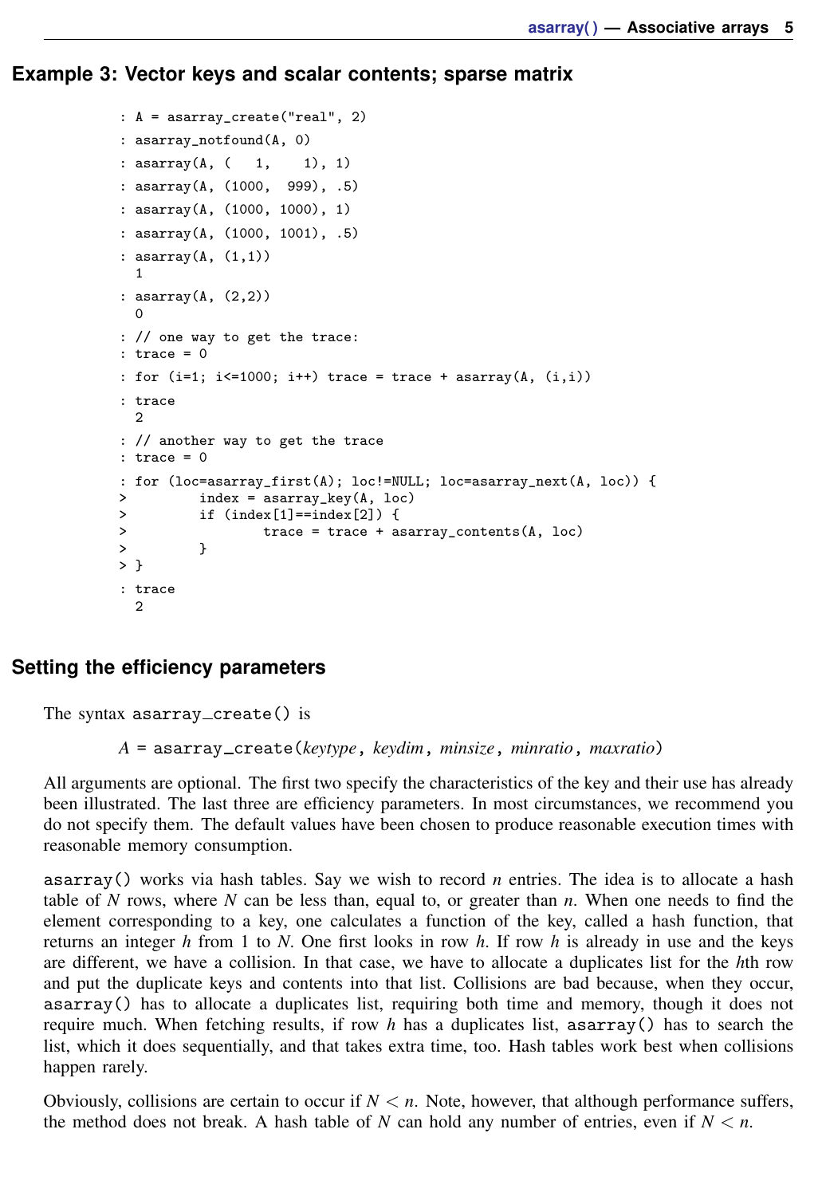## Example 3: Vector keys and scalar contents; sparse matrix

```
: A = asarray_create("real", 2)
: asarray_notfound(A, 0)
: asarray(A, (   1,    1), 1)
: asarray(A, (1000,  999), .5)
: asarray(A, (1000, 1000), 1)
: asarray(A, (1000, 1001), .5)
: asarray(A, (1,1))
  1
: asarray(A, (2,2))
  0
: // one way to get the trace:
: trace = 0
: for (i=1; i<=1000; i++) trace = trace + asarray(A, (i,i))
: trace
  2
: // another way to get the trace
: trace = 0
: for (loc=asarray_first(A); loc!=NULL; loc=asarray_next(A, loc)) {
>         index = asarray_key(A, loc)
>         if (index[1]==index[2]) {
>                 trace = trace + asarray_contents(A, loc)
>         }
> }
: trace
  2
```

## Setting the efficiency parameters

The syntax asarray_create() is

> *A* = asarray_create(*keytype*, *keydim*, *minsize*, *minratio*, *maxratio*)

All arguments are optional. The first two specify the characteristics of the key and their use has already been illustrated. The last three are efficiency parameters. In most circumstances, we recommend you do not specify them. The default values have been chosen to produce reasonable execution times with reasonable memory consumption.

asarray() works via hash tables. Say we wish to record $n$ entries. The idea is to allocate a hash table of $N$ rows, where $N$ can be less than, equal to, or greater than $n$. When one needs to find the element corresponding to a key, one calculates a function of the key, called a hash function, that returns an integer $h$ from 1 to $N$. One first looks in row $h$. If row $h$ is already in use and the keys are different, we have a collision. In that case, we have to allocate a duplicates list for the $h$th row and put the duplicate keys and contents into that list. Collisions are bad because, when they occur, asarray() has to allocate a duplicates list, requiring both time and memory, though it does not require much. When fetching results, if row $h$ has a duplicates list, asarray() has to search the list, which it does sequentially, and that takes extra time, too. Hash tables work best when collisions happen rarely.

Obviously, collisions are certain to occur if $N < n$. Note, however, that although performance suffers, the method does not break. A hash table of $N$ can hold any number of entries, even if $N < n$.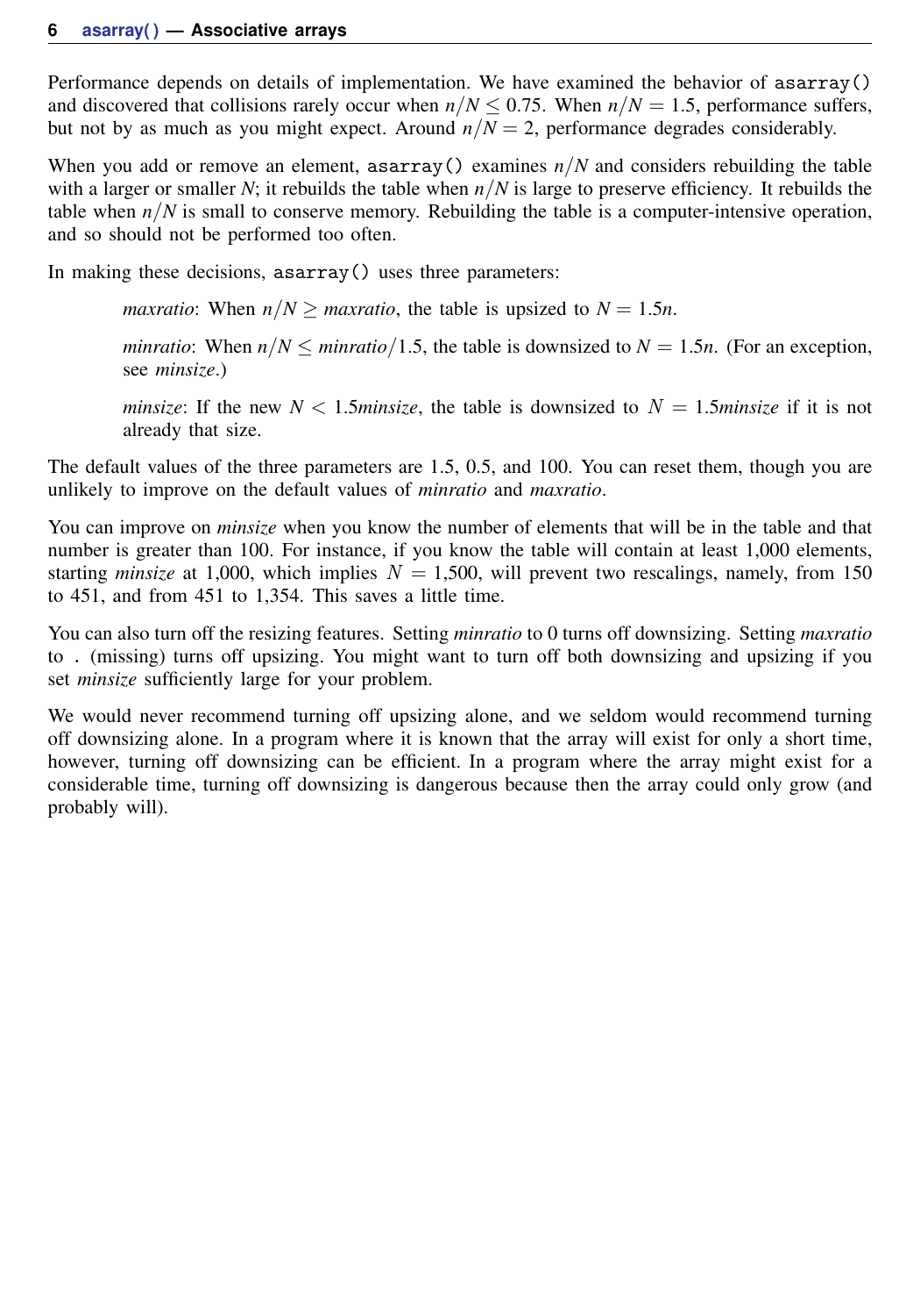Performance depends on details of implementation. We have examined the behavior of `asarray()` and discovered that collisions rarely occur when $n/N \leq 0.75$. When $n/N = 1.5$, performance suffers, but not by as much as you might expect. Around $n/N = 2$, performance degrades considerably.

When you add or remove an element, `asarray()` examines $n/N$ and considers rebuilding the table with a larger or smaller $N$; it rebuilds the table when $n/N$ is large to preserve efficiency. It rebuilds the table when $n/N$ is small to conserve memory. Rebuilding the table is a computer-intensive operation, and so should not be performed too often.

In making these decisions, `asarray()` uses three parameters:

> *maxratio*: When $n/N \geq maxratio$, the table is upsized to $N = 1.5n$.
>
> *minratio*: When $n/N \leq minratio/1.5$, the table is downsized to $N = 1.5n$. (For an exception, see *minsize*.)
>
> *minsize*: If the new $N < 1.5minsize$, the table is downsized to $N = 1.5minsize$ if it is not already that size.

The default values of the three parameters are 1.5, 0.5, and 100. You can reset them, though you are unlikely to improve on the default values of *minratio* and *maxratio*.

You can improve on *minsize* when you know the number of elements that will be in the table and that number is greater than 100. For instance, if you know the table will contain at least 1,000 elements, starting *minsize* at 1,000, which implies $N = 1{,}500$, will prevent two rescalings, namely, from 150 to 451, and from 451 to 1,354. This saves a little time.

You can also turn off the resizing features. Setting *minratio* to 0 turns off downsizing. Setting *maxratio* to . (missing) turns off upsizing. You might want to turn off both downsizing and upsizing if you set *minsize* sufficiently large for your problem.

We would never recommend turning off upsizing alone, and we seldom would recommend turning off downsizing alone. In a program where it is known that the array will exist for only a short time, however, turning off downsizing can be efficient. In a program where the array might exist for a considerable time, turning off downsizing is dangerous because then the array could only grow (and probably will).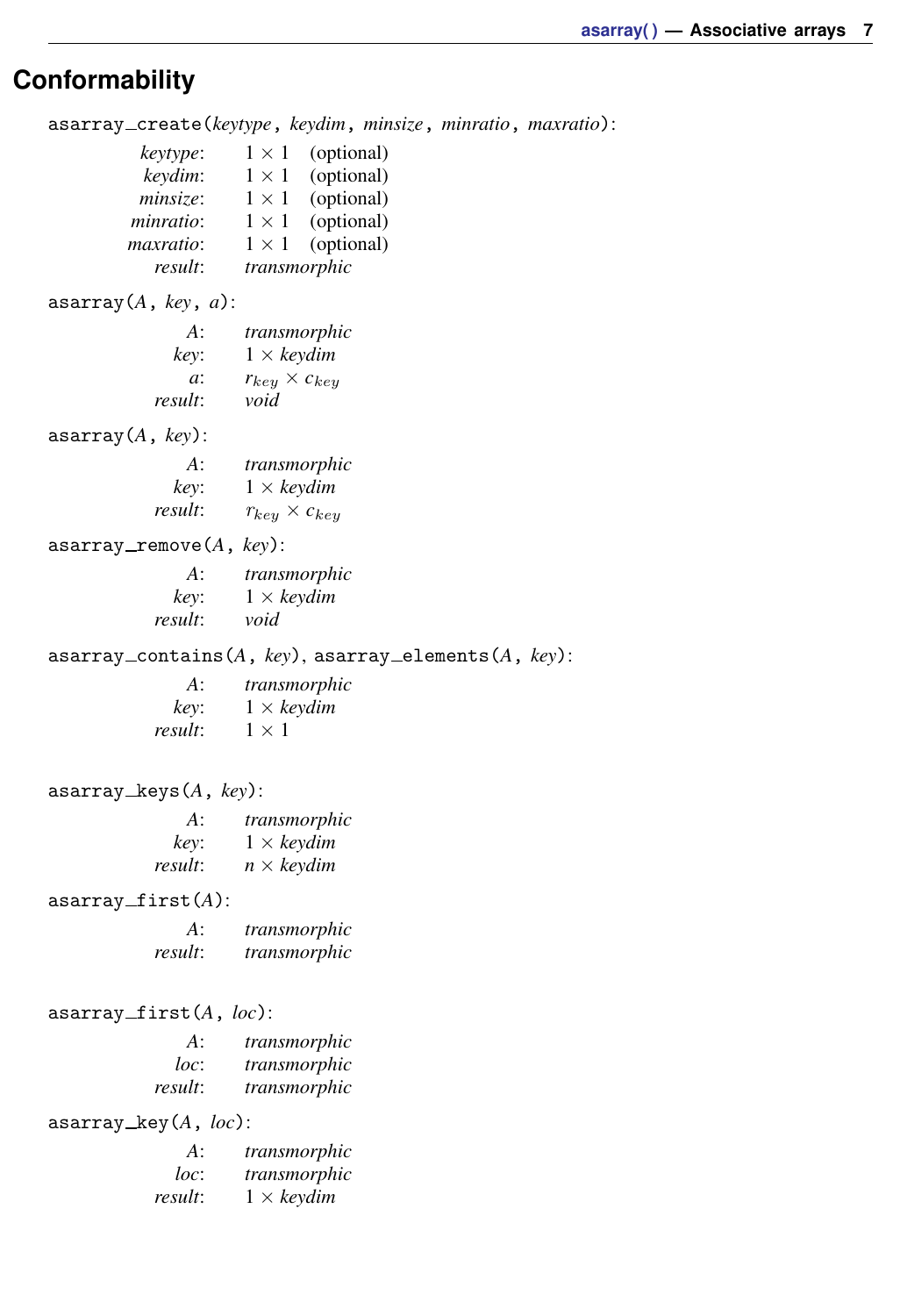## Conformability

`asarray_create(`*keytype*`,` *keydim*`,` *minsize*`,` *minratio*`,` *maxratio*`)`:

| | | |
|---|---|---|
| *keytype*: | $1 \times 1$ | (optional) |
| *keydim*: | $1 \times 1$ | (optional) |
| *minsize*: | $1 \times 1$ | (optional) |
| *minratio*: | $1 \times 1$ | (optional) |
| *maxratio*: | $1 \times 1$ | (optional) |
| *result*: | *transmorphic* | |

`asarray(`*A*`,` *key*`,` *a*`)`:

| | |
|---|---|
| *A*: | *transmorphic* |
| *key*: | $1 \times keydim$ |
| *a*: | $r_{key} \times c_{key}$ |
| *result*: | *void* |

`asarray(`*A*`,` *key*`)`:

| | |
|---|---|
| *A*: | *transmorphic* |
| *key*: | $1 \times keydim$ |
| *result*: | $r_{key} \times c_{key}$ |

`asarray_remove(`*A*`,` *key*`)`:

| | |
|---|---|
| *A*: | *transmorphic* |
| *key*: | $1 \times keydim$ |
| *result*: | *void* |

`asarray_contains(`*A*`,` *key*`)`, `asarray_elements(`*A*`,` *key*`)`:

| | |
|---|---|
| *A*: | *transmorphic* |
| *key*: | $1 \times keydim$ |
| *result*: | $1 \times 1$ |

`asarray_keys(`*A*`,` *key*`)`:

| | |
|---|---|
| *A*: | *transmorphic* |
| *key*: | $1 \times keydim$ |
| *result*: | $n \times keydim$ |

`asarray_first(`*A*`)`:

| | |
|---|---|
| *A*: | *transmorphic* |
| *result*: | *transmorphic* |

`asarray_first(`*A*`,` *loc*`)`:

| | |
|---|---|
| *A*: | *transmorphic* |
| *loc*: | *transmorphic* |
| *result*: | *transmorphic* |

`asarray_key(`*A*`,` *loc*`)`:

| | |
|---|---|
| *A*: | *transmorphic* |
| *loc*: | *transmorphic* |
| *result*: | $1 \times keydim$ |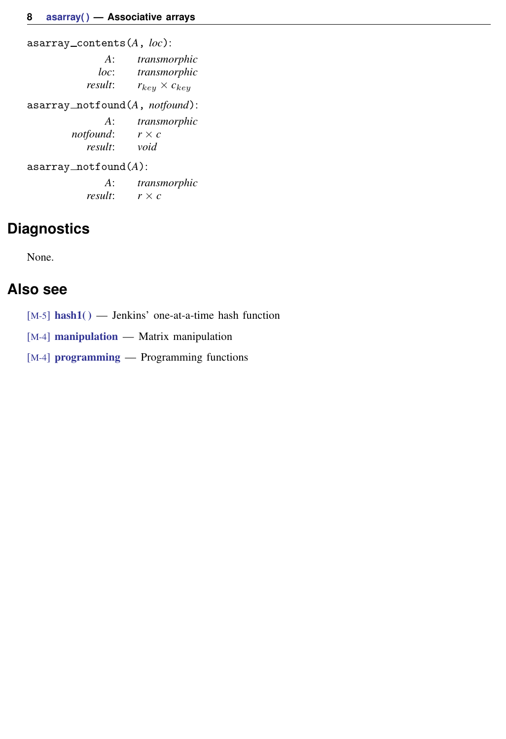asarray_contents(*A*, *loc*):

| | |
|---|---|
| *A*: | *transmorphic* |
| *loc*: | *transmorphic* |
| *result*: | $r_{key} \times c_{key}$ |

asarray_notfound(*A*, *notfound*):

| | |
|---|---|
| *A*: | *transmorphic* |
| *notfound*: | $r \times c$ |
| *result*: | *void* |

asarray_notfound(*A*):

| | |
|---|---|
| *A*: | *transmorphic* |
| *result*: | $r \times c$ |

## Diagnostics

None.

## Also see

[M-5] **hash1()** — Jenkins' one-at-a-time hash function

[M-4] **manipulation** — Matrix manipulation

[M-4] **programming** — Programming functions